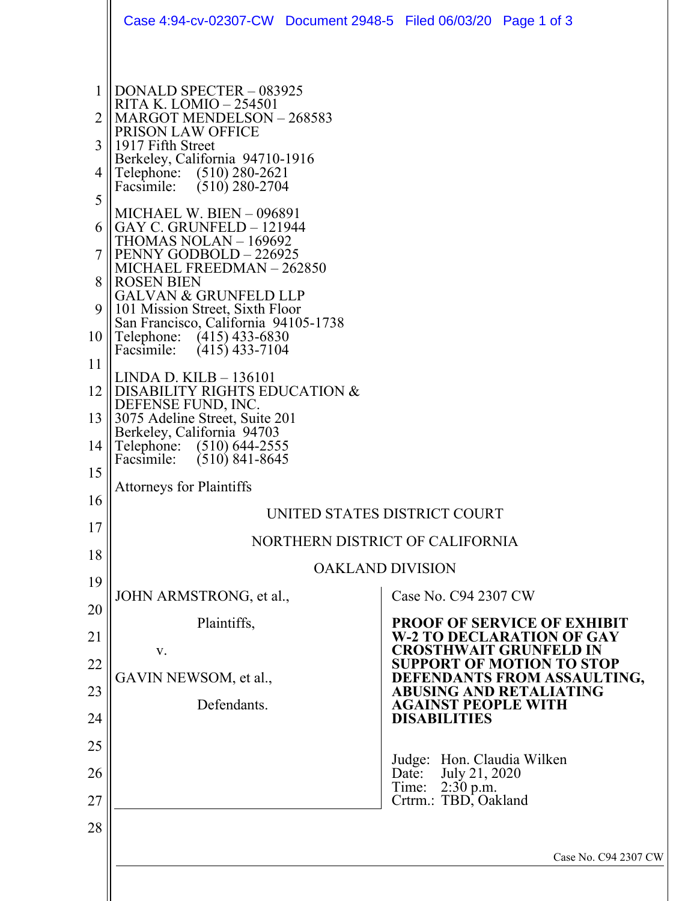DONALD SPECTER – 083925
RITA K. LOMIO – 254501
MARGOT MENDELSON – 268583
PRISON LAW OFFICE
1917 Fifth Street
Berkeley, California 94710-1916
Telephone: (510) 280-2621
Facsimile: (510) 280-2704

MICHAEL W. BIEN – 096891
GAY C. GRUNFELD – 121944
THOMAS NOLAN – 169692
PENNY GODBOLD – 226925
MICHAEL FREEDMAN – 262850
ROSEN BIEN
GALVAN & GRUNFELD LLP
101 Mission Street, Sixth Floor
San Francisco, California 94105-1738
Telephone: (415) 433-6830
Facsimile: (415) 433-7104

LINDA D. KILB – 136101
DISABILITY RIGHTS EDUCATION &
DEFENSE FUND, INC.
3075 Adeline Street, Suite 201
Berkeley, California 94703
Telephone: (510) 644-2555
Facsimile: (510) 841-8645

Attorneys for Plaintiffs

UNITED STATES DISTRICT COURT

NORTHERN DISTRICT OF CALIFORNIA

OAKLAND DIVISION

JOHN ARMSTRONG, et al.,

Plaintiffs,

v.

GAVIN NEWSOM, et al.,

Defendants.

Case No. C94 2307 CW

**PROOF OF SERVICE OF EXHIBIT W-2 TO DECLARATION OF GAY CROSTHWAIT GRUNFELD IN SUPPORT OF MOTION TO STOP DEFENDANTS FROM ASSAULTING, ABUSING AND RETALIATING AGAINST PEOPLE WITH DISABILITIES**

Judge: Hon. Claudia Wilken
Date: July 21, 2020
Time: 2:30 p.m.
Crtrm.: TBD, Oakland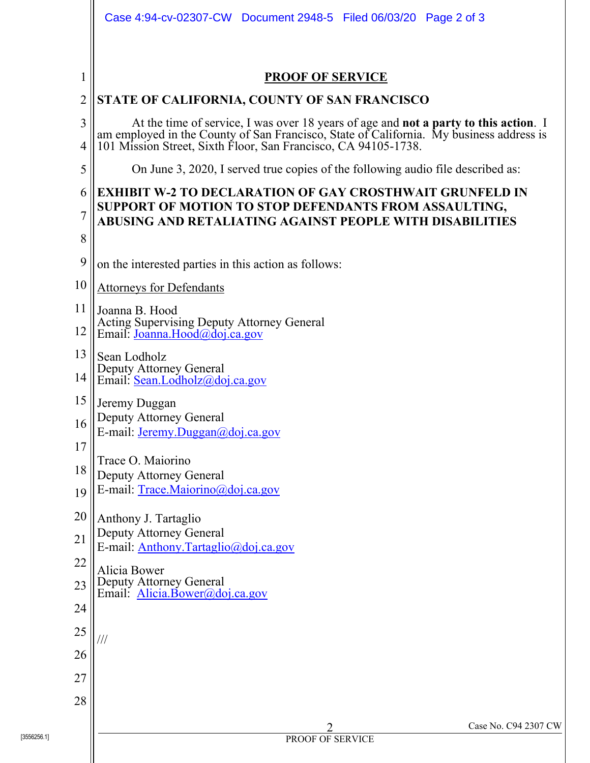# PROOF OF SERVICE

**STATE OF CALIFORNIA, COUNTY OF SAN FRANCISCO**

At the time of service, I was over 18 years of age and **not a party to this action**. I am employed in the County of San Francisco, State of California. My business address is 101 Mission Street, Sixth Floor, San Francisco, CA 94105-1738.

On June 3, 2020, I served true copies of the following audio file described as:

**EXHIBIT W-2 TO DECLARATION OF GAY CROSTHWAIT GRUNFELD IN SUPPORT OF MOTION TO STOP DEFENDANTS FROM ASSAULTING, ABUSING AND RETALIATING AGAINST PEOPLE WITH DISABILITIES**

on the interested parties in this action as follows:

Attorneys for Defendants

Joanna B. Hood
Acting Supervising Deputy Attorney General
Email: Joanna.Hood@doj.ca.gov

Sean Lodholz
Deputy Attorney General
Email: Sean.Lodholz@doj.ca.gov

Jeremy Duggan
Deputy Attorney General
E-mail: Jeremy.Duggan@doj.ca.gov

Trace O. Maiorino
Deputy Attorney General
E-mail: Trace.Maiorino@doj.ca.gov

Anthony J. Tartaglio
Deputy Attorney General
E-mail: Anthony.Tartaglio@doj.ca.gov

Alicia Bower
Deputy Attorney General
Email: Alicia.Bower@doj.ca.gov

///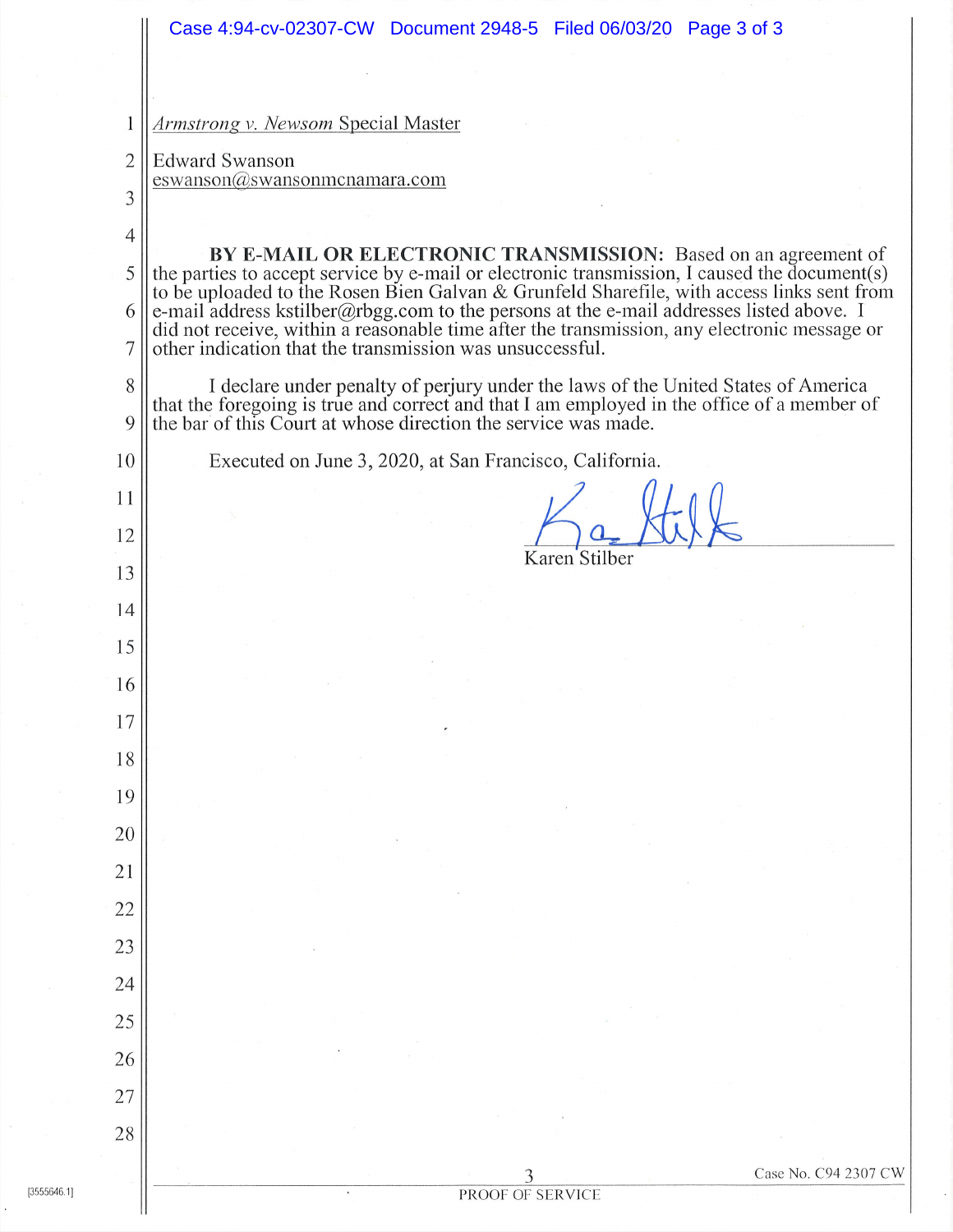*Armstrong v. Newsom* Special Master

Edward Swanson
eswanson@swansonmcnamara.com

**BY E-MAIL OR ELECTRONIC TRANSMISSION:** Based on an agreement of the parties to accept service by e-mail or electronic transmission, I caused the document(s) to be uploaded to the Rosen Bien Galvan & Grunfeld Sharefile, with access links sent from e-mail address kstilber@rbgg.com to the persons at the e-mail addresses listed above. I did not receive, within a reasonable time after the transmission, any electronic message or other indication that the transmission was unsuccessful.

I declare under penalty of perjury under the laws of the United States of America that the foregoing is true and correct and that I am employed in the office of a member of the bar of this Court at whose direction the service was made.

Executed on June 3, 2020, at San Francisco, California.

Karen Stilber

Case No. C94 2307 CW

PROOF OF SERVICE